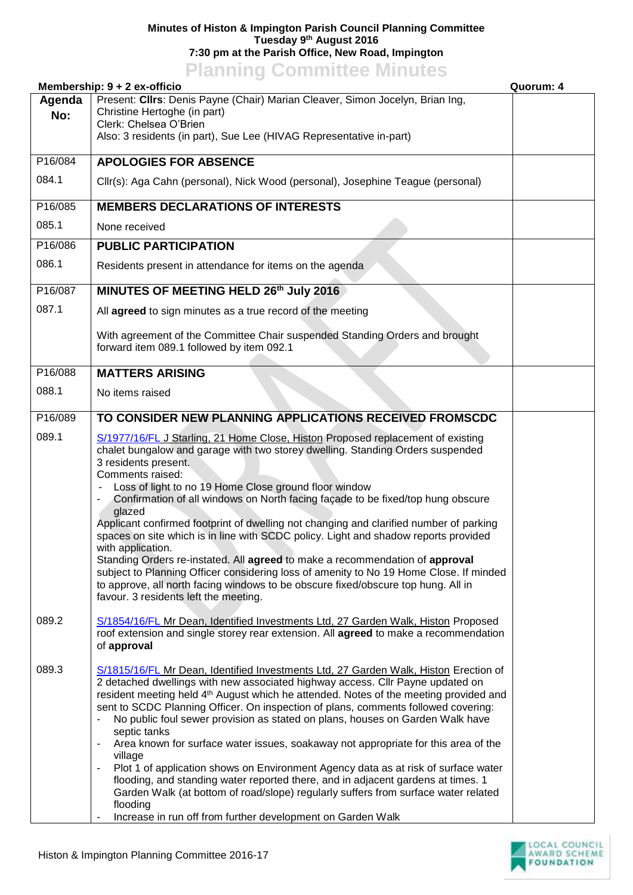**Minutes of Histon & Impington Parish Council Planning Committee**
**Tuesday 9th August 2016**
**7:30 pm at the Parish Office, New Road, Impington**

# Planning Committee Minutes

**Membership: 9 + 2 ex-officio** **Quorum: 4**

| Agenda No: | Present: **Cllrs**: Denis Payne (Chair) Marian Cleaver, Simon Jocelyn, Brian Ing, Christine Hertoghe (in part)<br>Clerk: Chelsea O'Brien<br>Also: 3 residents (in part), Sue Lee (HIVAG Representative in-part) | |
|---|---|---|
| P16/084 | **APOLOGIES FOR ABSENCE** | |
| 084.1 | Cllr(s): Aga Cahn (personal), Nick Wood (personal), Josephine Teague (personal) | |
| P16/085 | **MEMBERS DECLARATIONS OF INTERESTS** | |
| 085.1 | None received | |
| P16/086 | **PUBLIC PARTICIPATION** | |
| 086.1 | Residents present in attendance for items on the agenda | |
| P16/087 | **MINUTES OF MEETING HELD 26th July 2016** | |
| 087.1 | All **agreed** to sign minutes as a true record of the meeting<br><br>With agreement of the Committee Chair suspended Standing Orders and brought forward item 089.1 followed by item 092.1 | |
| P16/088 | **MATTERS ARISING** | |
| 088.1 | No items raised | |
| P16/089 | **TO CONSIDER NEW PLANNING APPLICATIONS RECEIVED FROMSCDC** | |
| 089.1 | S/1977/16/FL J Starling, 21 Home Close, Histon Proposed replacement of existing chalet bungalow and garage with two storey dwelling. Standing Orders suspended 3 residents present.<br>Comments raised:<br>- Loss of light to no 19 Home Close ground floor window<br>- Confirmation of all windows on North facing façade to be fixed/top hung obscure glazed<br>Applicant confirmed footprint of dwelling not changing and clarified number of parking spaces on site which is in line with SCDC policy. Light and shadow reports provided with application.<br>Standing Orders re-instated. All **agreed** to make a recommendation of **approval** subject to Planning Officer considering loss of amenity to No 19 Home Close. If minded to approve, all north facing windows to be obscure fixed/obscure top hung. All in favour. 3 residents left the meeting. | |
| 089.2 | S/1854/16/FL Mr Dean, Identified Investments Ltd, 27 Garden Walk, Histon Proposed roof extension and single storey rear extension. All **agreed** to make a recommendation of **approval** | |
| 089.3 | S/1815/16/FL Mr Dean, Identified Investments Ltd, 27 Garden Walk, Histon Erection of 2 detached dwellings with new associated highway access. Cllr Payne updated on resident meeting held 4th August which he attended. Notes of the meeting provided and sent to SCDC Planning Officer. On inspection of plans, comments followed covering:<br>- No public foul sewer provision as stated on plans, houses on Garden Walk have septic tanks<br>- Area known for surface water issues, soakaway not appropriate for this area of the village<br>- Plot 1 of application shows on Environment Agency data as at risk of surface water flooding, and standing water reported there, and in adjacent gardens at times. 1 Garden Walk (at bottom of road/slope) regularly suffers from surface water related flooding<br>- Increase in run off from further development on Garden Walk | |

Histon & Impington Planning Committee 2016-17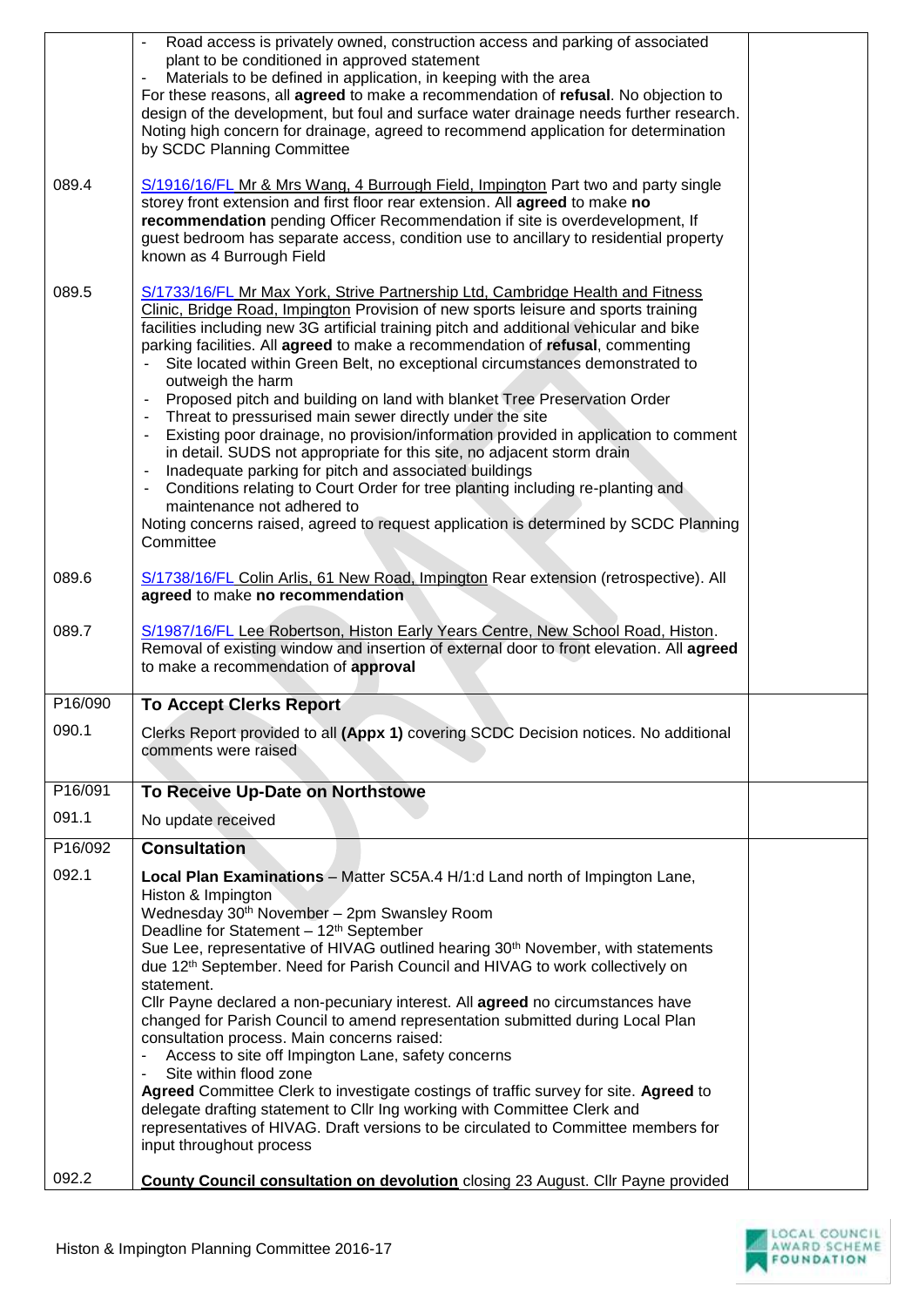| | | |
|---|---|---|
| | - Road access is privately owned, construction access and parking of associated plant to be conditioned in approved statement<br>- Materials to be defined in application, in keeping with the area<br>For these reasons, all **agreed** to make a recommendation of **refusal**. No objection to design of the development, but foul and surface water drainage needs further research. Noting high concern for drainage, agreed to recommend application for determination by SCDC Planning Committee | |
| 089.4 | S/1916/16/FL Mr & Mrs Wang, 4 Burrough Field, Impington Part two and party single storey front extension and first floor rear extension. All **agreed** to make **no recommendation** pending Officer Recommendation if site is overdevelopment, If guest bedroom has separate access, condition use to ancillary to residential property known as 4 Burrough Field | |
| 089.5 | S/1733/16/FL Mr Max York, Strive Partnership Ltd, Cambridge Health and Fitness Clinic, Bridge Road, Impington Provision of new sports leisure and sports training facilities including new 3G artificial training pitch and additional vehicular and bike parking facilities. All **agreed** to make a recommendation of **refusal**, commenting<br>- Site located within Green Belt, no exceptional circumstances demonstrated to outweigh the harm<br>- Proposed pitch and building on land with blanket Tree Preservation Order<br>- Threat to pressurised main sewer directly under the site<br>- Existing poor drainage, no provision/information provided in application to comment in detail. SUDS not appropriate for this site, no adjacent storm drain<br>- Inadequate parking for pitch and associated buildings<br>- Conditions relating to Court Order for tree planting including re-planting and maintenance not adhered to<br>Noting concerns raised, agreed to request application is determined by SCDC Planning Committee | |
| 089.6 | S/1738/16/FL Colin Arlis, 61 New Road, Impington Rear extension (retrospective). All **agreed** to make **no recommendation** | |
| 089.7 | S/1987/16/FL Lee Robertson, Histon Early Years Centre, New School Road, Histon. Removal of existing window and insertion of external door to front elevation. All **agreed** to make a recommendation of **approval** | |
| P16/090 | **To Accept Clerks Report** | |
| 090.1 | Clerks Report provided to all **(Appx 1)** covering SCDC Decision notices. No additional comments were raised | |
| P16/091 | **To Receive Up-Date on Northstowe** | |
| 091.1 | No update received | |
| P16/092 | **Consultation** | |
| 092.1 | **Local Plan Examinations** – Matter SC5A.4 H/1:d Land north of Impington Lane, Histon & Impington<br>Wednesday 30th November – 2pm Swansley Room<br>Deadline for Statement – 12th September<br>Sue Lee, representative of HIVAG outlined hearing 30th November, with statements due 12th September. Need for Parish Council and HIVAG to work collectively on statement.<br>Cllr Payne declared a non-pecuniary interest. All **agreed** no circumstances have changed for Parish Council to amend representation submitted during Local Plan consultation process. Main concerns raised:<br>- Access to site off Impington Lane, safety concerns<br>- Site within flood zone<br>**Agreed** Committee Clerk to investigate costings of traffic survey for site. **Agreed** to delegate drafting statement to Cllr Ing working with Committee Clerk and representatives of HIVAG. Draft versions to be circulated to Committee members for input throughout process | |
| 092.2 | **County Council consultation on devolution** closing 23 August. Cllr Payne provided | |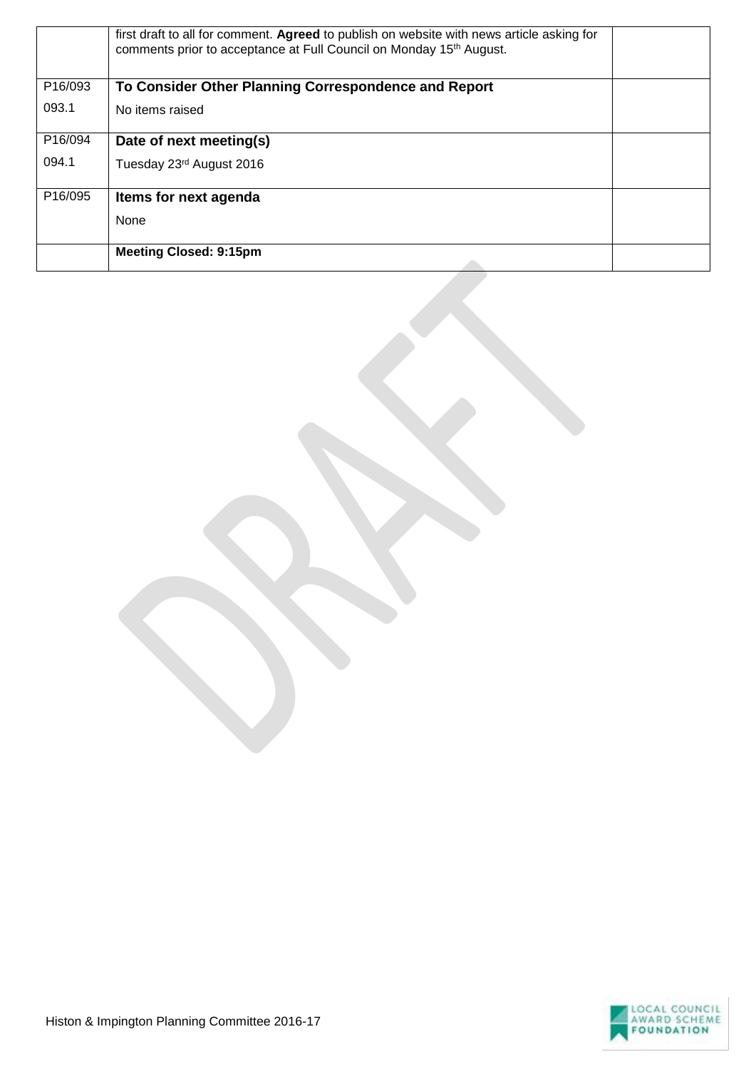| | | |
|---|---|---|
| | first draft to all for comment. **Agreed** to publish on website with news article asking for comments prior to acceptance at Full Council on Monday 15th August. | |
| P16/093<br>093.1 | **To Consider Other Planning Correspondence and Report**<br>No items raised | |
| P16/094<br>094.1 | **Date of next meeting(s)**<br>Tuesday 23rd August 2016 | |
| P16/095 | **Items for next agenda**<br>None | |
| | **Meeting Closed: 9:15pm** | |

DRAFT

Histon & Impington Planning Committee 2016-17

LOCAL COUNCIL AWARD SCHEME FOUNDATION